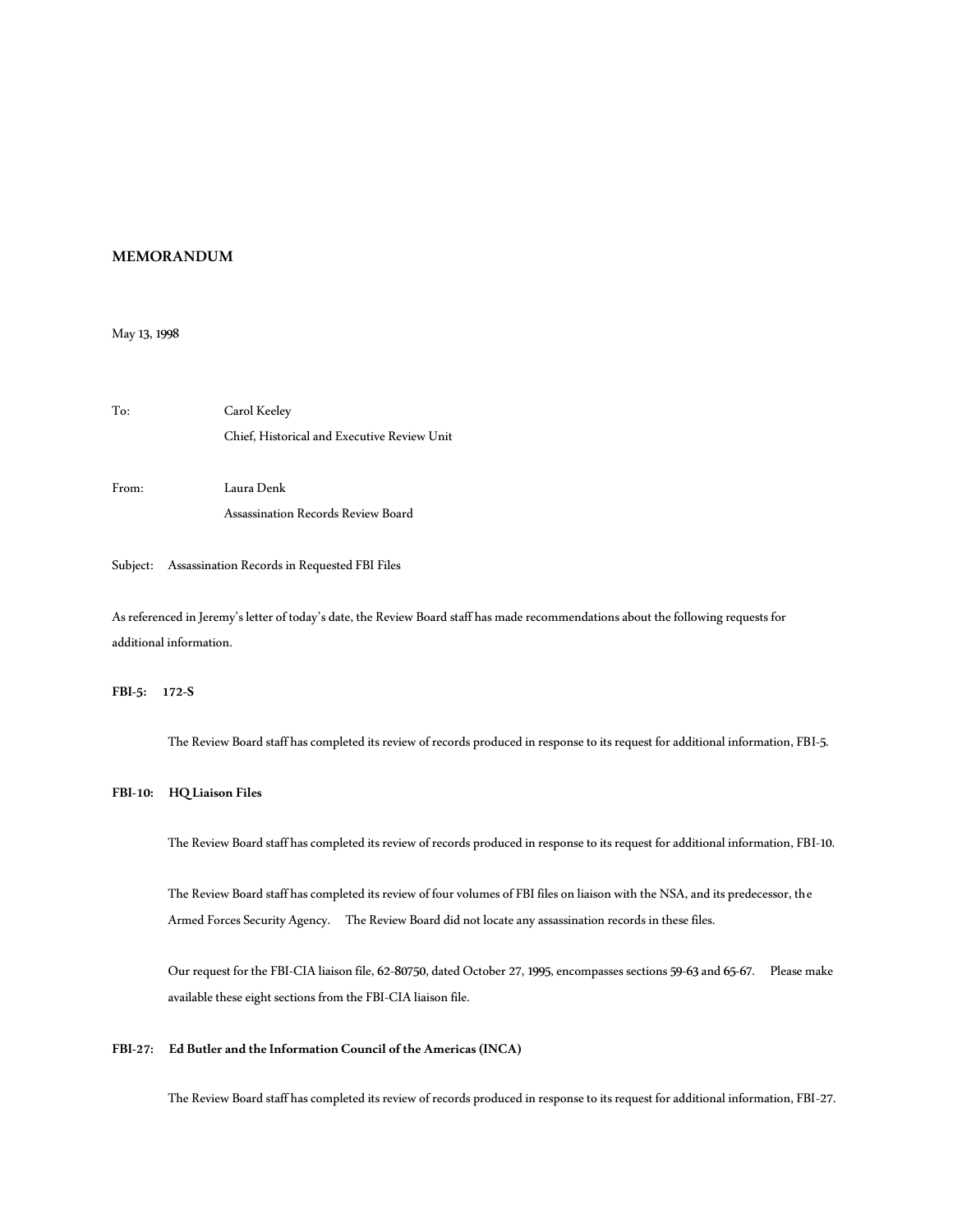**MEMORANDUM**

May 13, 1998

To: Carol Keeley
Chief, Historical and Executive Review Unit

From: Laura Denk
Assassination Records Review Board

Subject: Assassination Records in Requested FBI Files

As referenced in Jeremy's letter of today's date, the Review Board staff has made recommendations about the following requests for additional information.

**FBI-5: 172-S**

The Review Board staff has completed its review of records produced in response to its request for additional information, FBI-5.

**FBI-10: HQ Liaison Files**

The Review Board staff has completed its review of records produced in response to its request for additional information, FBI-10.

The Review Board staff has completed its review of four volumes of FBI files on liaison with the NSA, and its predecessor, the Armed Forces Security Agency. The Review Board did not locate any assassination records in these files.

Our request for the FBI-CIA liaison file, 62-80750, dated October 27, 1995, encompasses sections 59-63 and 65-67. Please make available these eight sections from the FBI-CIA liaison file.

**FBI-27: Ed Butler and the Information Council of the Americas (INCA)**

The Review Board staff has completed its review of records produced in response to its request for additional information, FBI-27.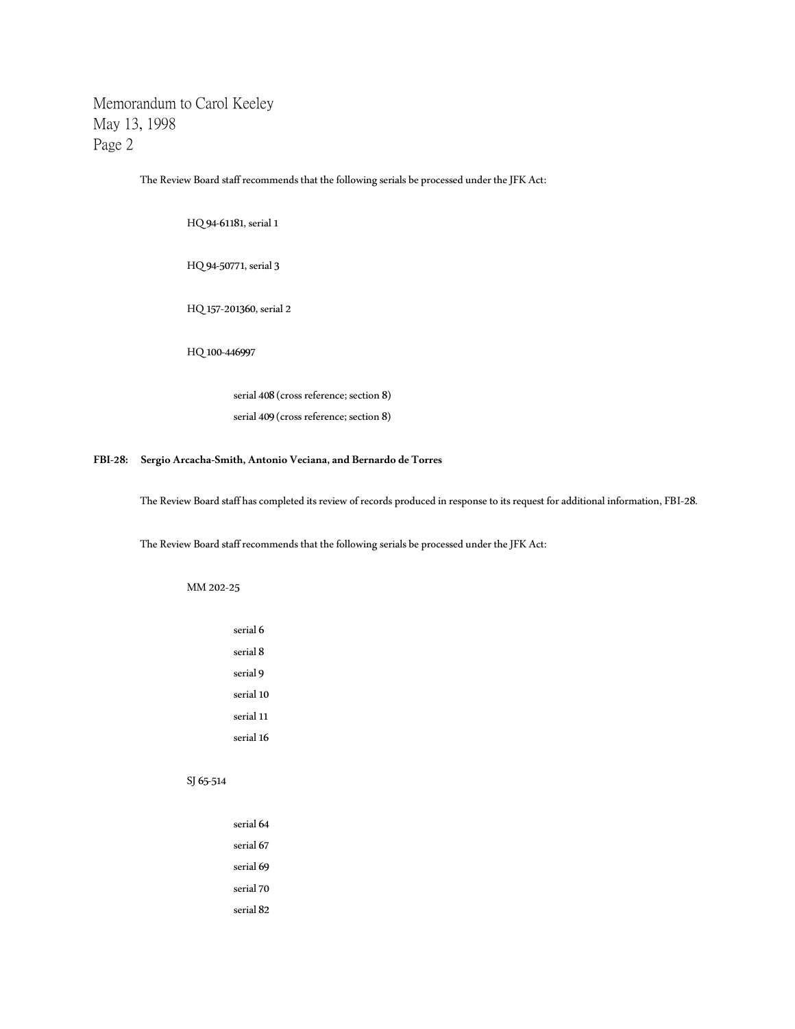The Review Board staff recommends that the following serials be processed under the JFK Act:

- HQ 94-61181, serial 1
- HQ 94-50771, serial 3
- HQ 157-201360, serial 2
- HQ 100-446997
    - serial 408 (cross reference; section 8)
    - serial 409 (cross reference; section 8)

**FBI-28: Sergio Arcacha-Smith, Antonio Veciana, and Bernardo de Torres**

The Review Board staff has completed its review of records produced in response to its request for additional information, FBI-28.

The Review Board staff recommends that the following serials be processed under the JFK Act:

- MM 202-25
    - serial 6
    - serial 8
    - serial 9
    - serial 10
    - serial 11
    - serial 16
- SJ 65-514
    - serial 64
    - serial 67
    - serial 69
    - serial 70
    - serial 82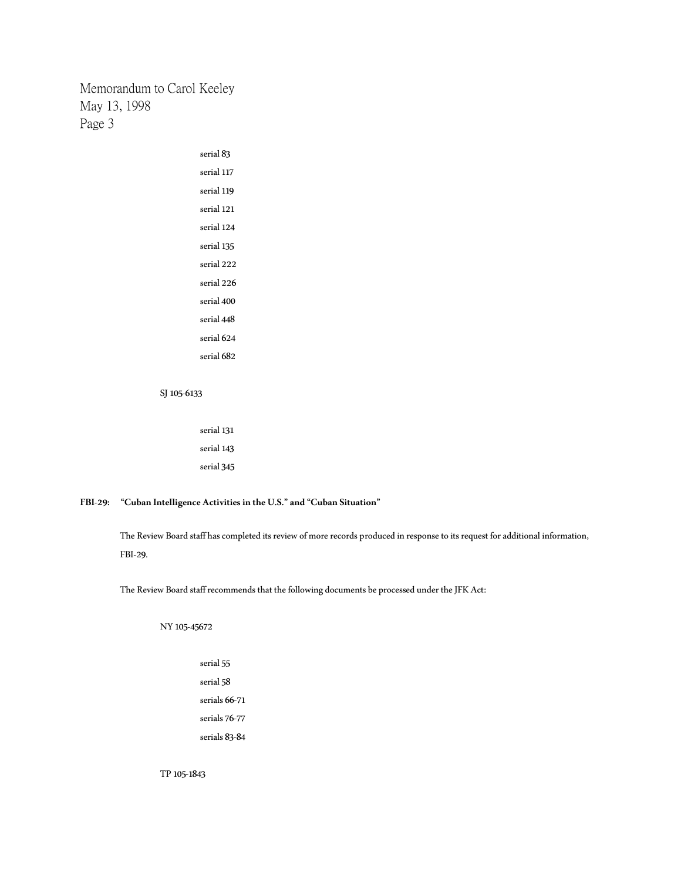serial 83
serial 117
serial 119
serial 121
serial 124
serial 135
serial 222
serial 226
serial 400
serial 448
serial 624
serial 682

SJ 105-6133

serial 131
serial 143
serial 345

**FBI-29: "Cuban Intelligence Activities in the U.S." and "Cuban Situation"**

The Review Board staff has completed its review of more records produced in response to its request for additional information, FBI-29.

The Review Board staff recommends that the following documents be processed under the JFK Act:

NY 105-45672

serial 55
serial 58
serials 66-71
serials 76-77
serials 83-84

TP 105-1843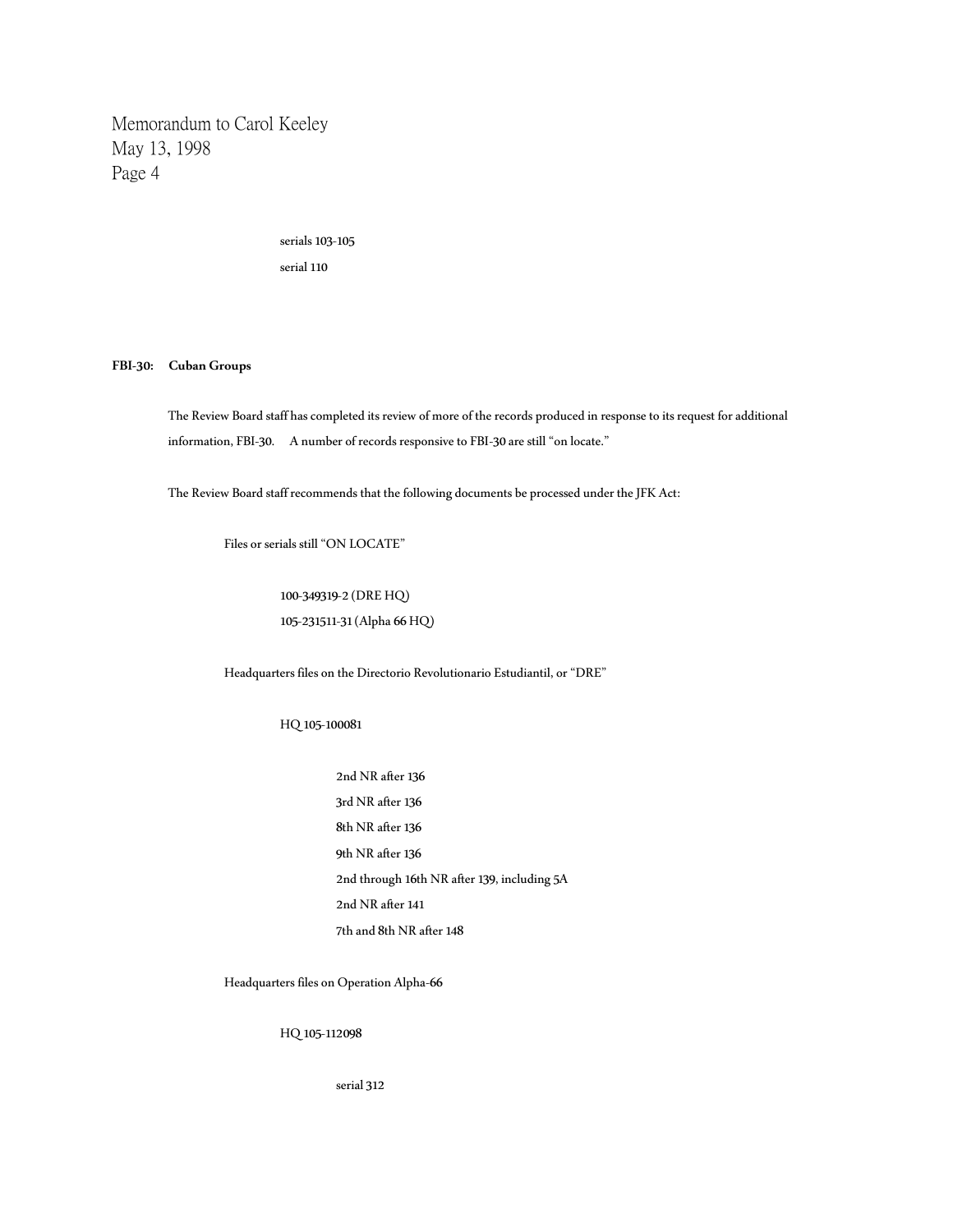serials 103-105

serial 110

**FBI-30: Cuban Groups**

The Review Board staff has completed its review of more of the records produced in response to its request for additional information, FBI-30. A number of records responsive to FBI-30 are still "on locate."

The Review Board staff recommends that the following documents be processed under the JFK Act:

Files or serials still "ON LOCATE"

100-349319-2 (DRE HQ)

105-231511-31 (Alpha 66 HQ)

Headquarters files on the Directorio Revolutionario Estudiantil, or "DRE"

HQ 105-100081

2nd NR after 136

3rd NR after 136

8th NR after 136

9th NR after 136

2nd through 16th NR after 139, including 5A

2nd NR after 141

7th and 8th NR after 148

Headquarters files on Operation Alpha-66

HQ 105-112098

serial 312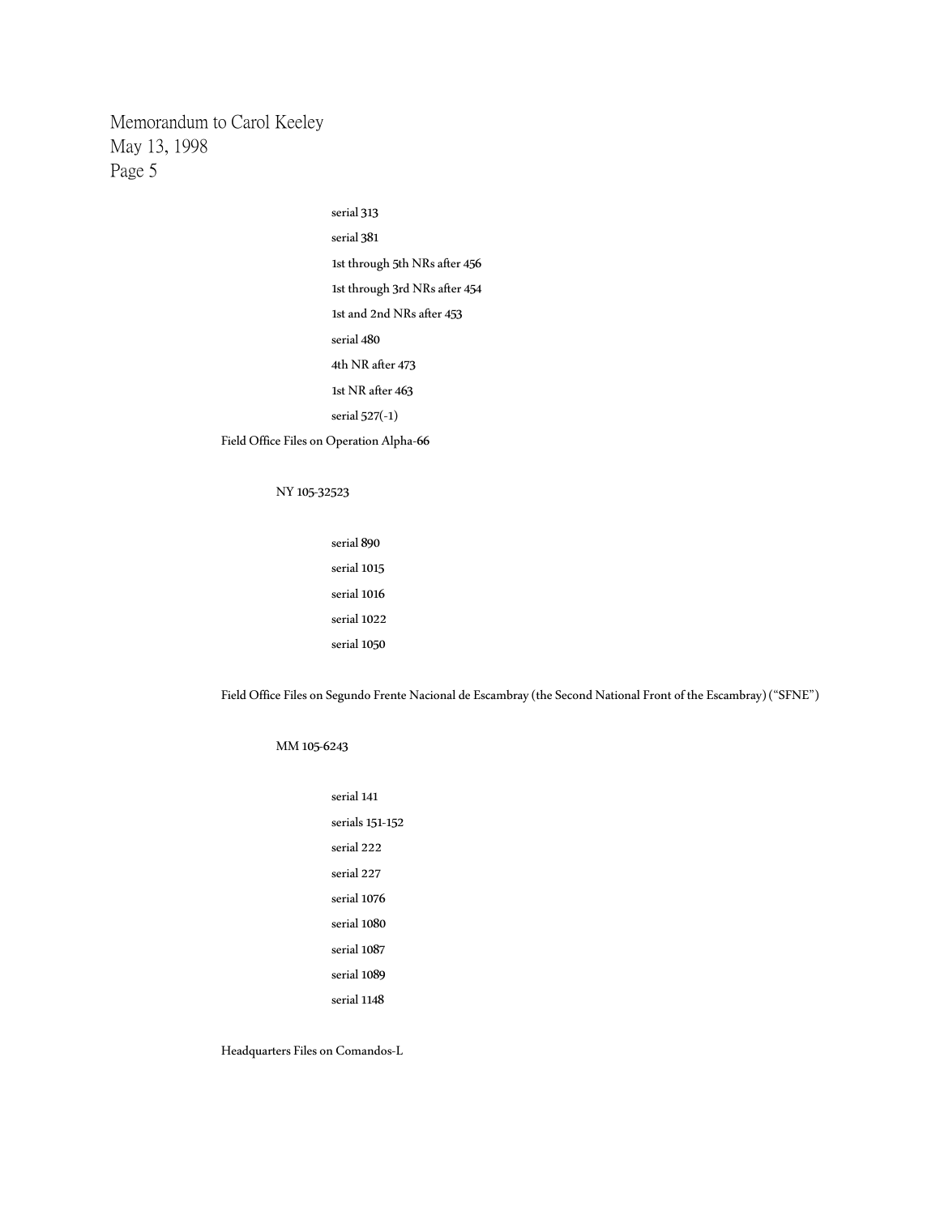serial 313

serial 381

1st through 5th NRs after 456

1st through 3rd NRs after 454

1st and 2nd NRs after 453

serial 480

4th NR after 473

1st NR after 463

serial 527(-1)

Field Office Files on Operation Alpha-66

NY 105-32523

serial 890

serial 1015

serial 1016

serial 1022

serial 1050

Field Office Files on Segundo Frente Nacional de Escambray (the Second National Front of the Escambray) ("SFNE")

MM 105-6243

serial 141

serials 151-152

serial 222

serial 227

serial 1076

serial 1080

serial 1087

serial 1089

serial 1148

Headquarters Files on Comandos-L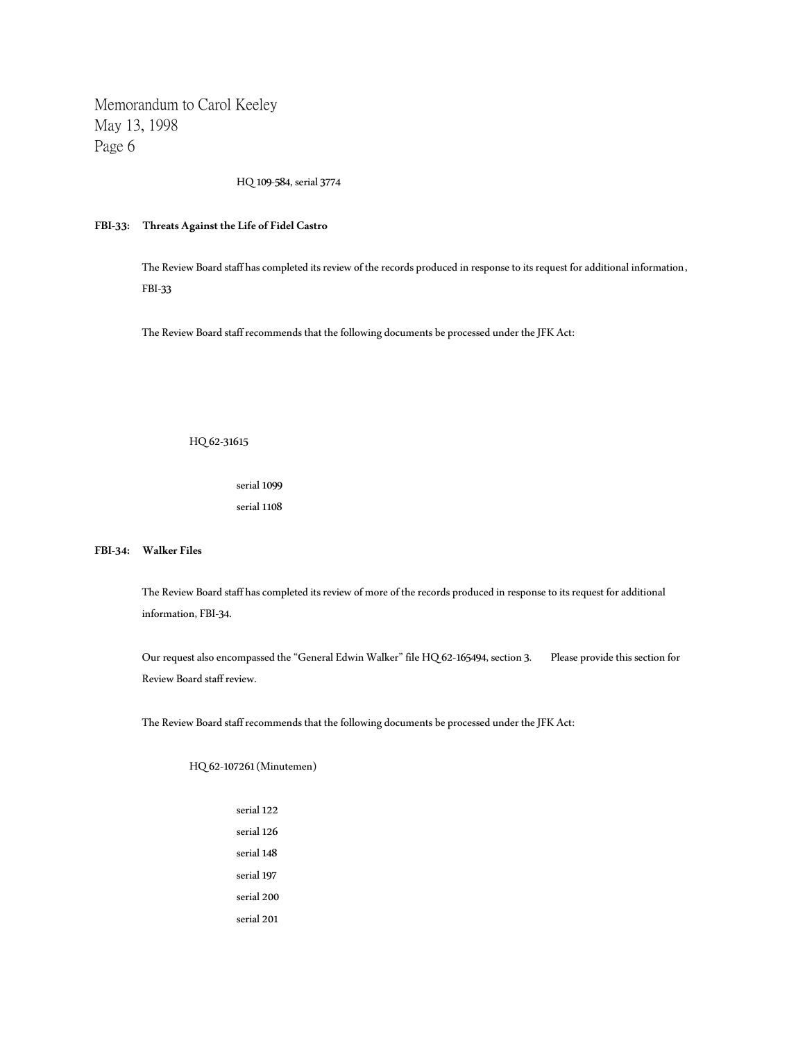HQ 109-584, serial 3774

**FBI-33: Threats Against the Life of Fidel Castro**

The Review Board staff has completed its review of the records produced in response to its request for additional information, FBI-33

The Review Board staff recommends that the following documents be processed under the JFK Act:

HQ 62-31615

serial 1099
serial 1108

**FBI-34: Walker Files**

The Review Board staff has completed its review of more of the records produced in response to its request for additional information, FBI-34.

Our request also encompassed the "General Edwin Walker" file HQ 62-165494, section 3. Please provide this section for Review Board staff review.

The Review Board staff recommends that the following documents be processed under the JFK Act:

HQ 62-107261 (Minutemen)

serial 122
serial 126
serial 148
serial 197
serial 200
serial 201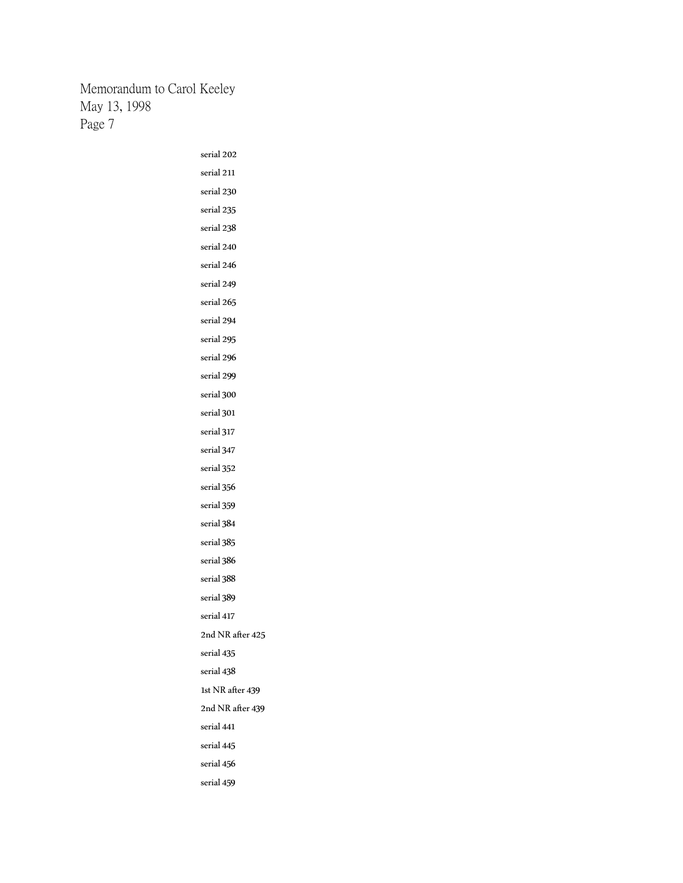serial 202

serial 211

serial 230

serial 235

serial 238

serial 240

serial 246

serial 249

serial 265

serial 294

serial 295

serial 296

serial 299

serial 300

serial 301

serial 317

serial 347

serial 352

serial 356

serial 359

serial 384

serial 385

serial 386

serial 388

serial 389

serial 417

2nd NR after 425

serial 435

serial 438

1st NR after 439

2nd NR after 439

serial 441

serial 445

serial 456

serial 459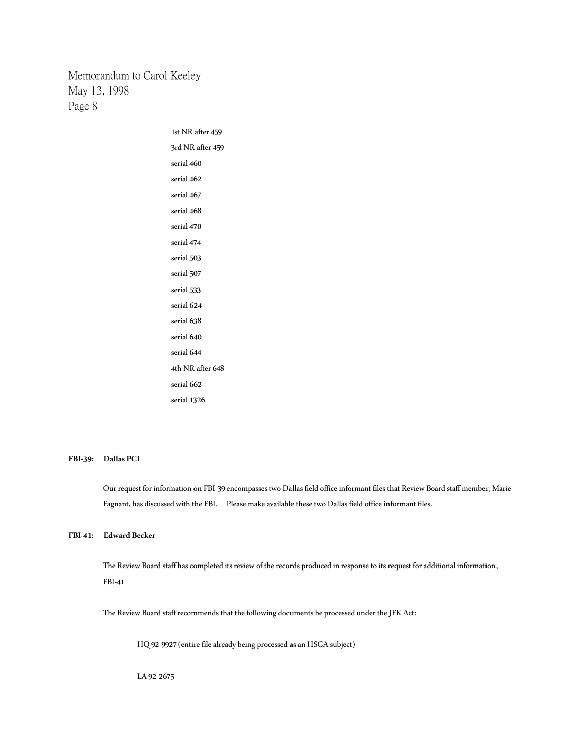1st NR after 459

3rd NR after 459

serial 460

serial 462

serial 467

serial 468

serial 470

serial 474

serial 503

serial 507

serial 533

serial 624

serial 638

serial 640

serial 644

4th NR after 648

serial 662

serial 1326

**FBI-39: Dallas PCI**

Our request for information on FBI-39 encompasses two Dallas field office informant files that Review Board staff member, Marie Fagnant, has discussed with the FBI. Please make available these two Dallas field office informant files.

**FBI-41: Edward Becker**

The Review Board staff has completed its review of the records produced in response to its request for additional information, FBI-41

The Review Board staff recommends that the following documents be processed under the JFK Act:

HQ 92-9927 (entire file already being processed as an HSCA subject)

LA 92-2675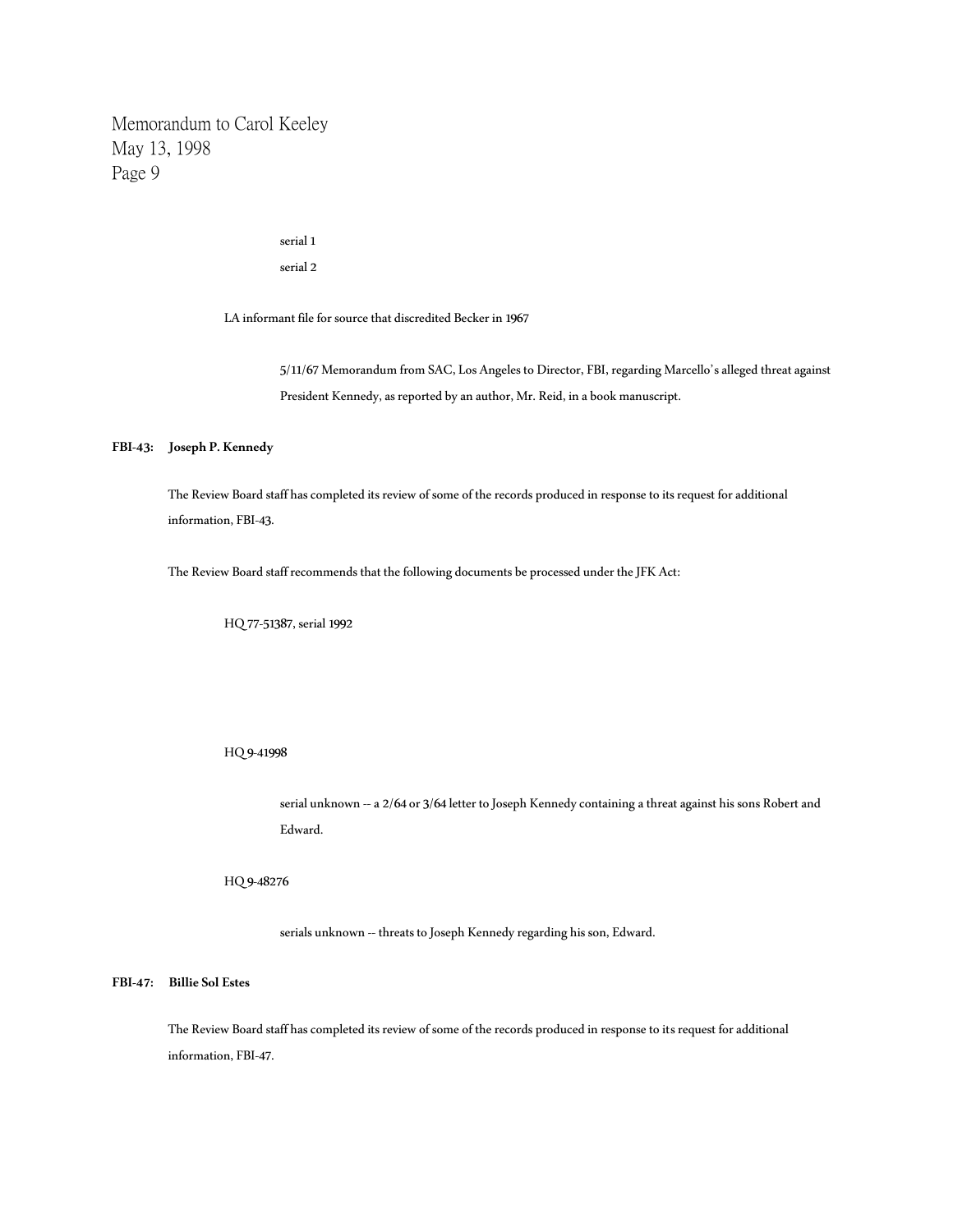serial 1

serial 2

LA informant file for source that discredited Becker in 1967

5/11/67 Memorandum from SAC, Los Angeles to Director, FBI, regarding Marcello's alleged threat against President Kennedy, as reported by an author, Mr. Reid, in a book manuscript.

**FBI-43: Joseph P. Kennedy**

The Review Board staff has completed its review of some of the records produced in response to its request for additional information, FBI-43.

The Review Board staff recommends that the following documents be processed under the JFK Act:

HQ 77-51387, serial 1992

HQ 9-41998

serial unknown -- a 2/64 or 3/64 letter to Joseph Kennedy containing a threat against his sons Robert and Edward.

HQ 9-48276

serials unknown -- threats to Joseph Kennedy regarding his son, Edward.

**FBI-47: Billie Sol Estes**

The Review Board staff has completed its review of some of the records produced in response to its request for additional information, FBI-47.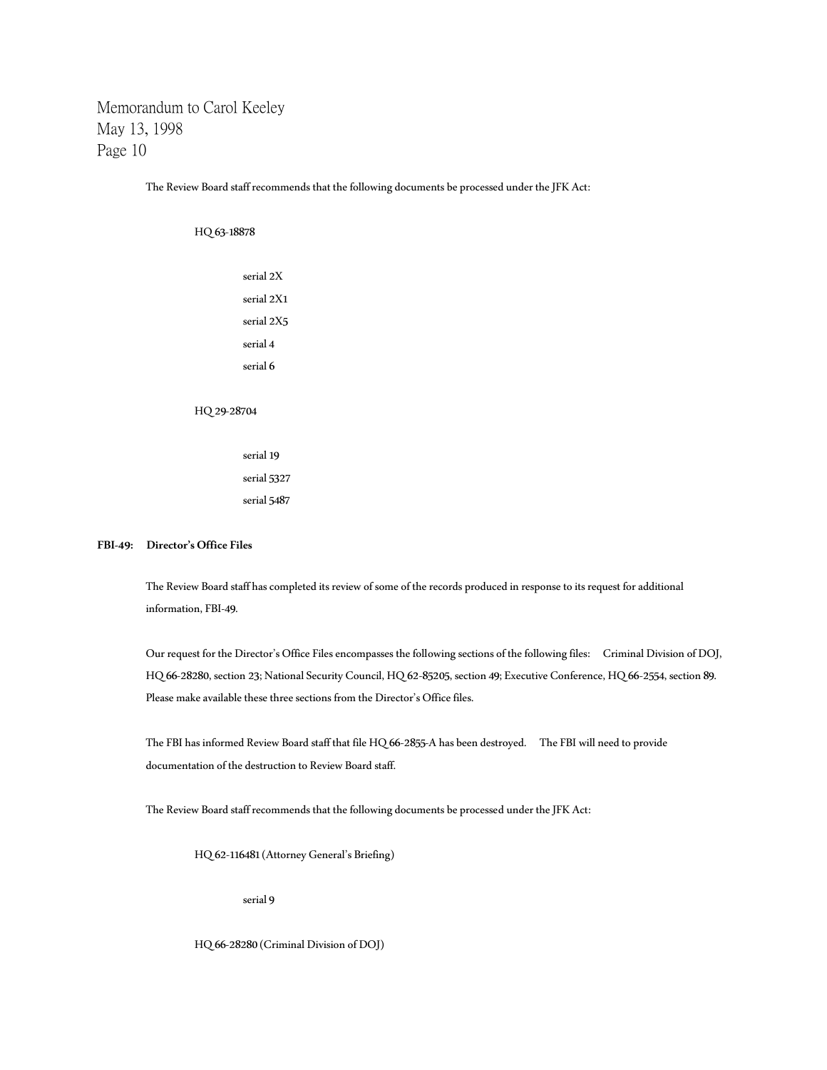The Review Board staff recommends that the following documents be processed under the JFK Act:

HQ 63-18878

- serial 2X
- serial 2X1
- serial 2X5
- serial 4
- serial 6

HQ 29-28704

- serial 19
- serial 5327
- serial 5487

**FBI-49: Director's Office Files**

The Review Board staff has completed its review of some of the records produced in response to its request for additional information, FBI-49.

Our request for the Director's Office Files encompasses the following sections of the following files: Criminal Division of DOJ, HQ 66-28280, section 23; National Security Council, HQ 62-85205, section 49; Executive Conference, HQ 66-2554, section 89. Please make available these three sections from the Director's Office files.

The FBI has informed Review Board staff that file HQ 66-2855-A has been destroyed. The FBI will need to provide documentation of the destruction to Review Board staff.

The Review Board staff recommends that the following documents be processed under the JFK Act:

HQ 62-116481 (Attorney General's Briefing)

- serial 9

HQ 66-28280 (Criminal Division of DOJ)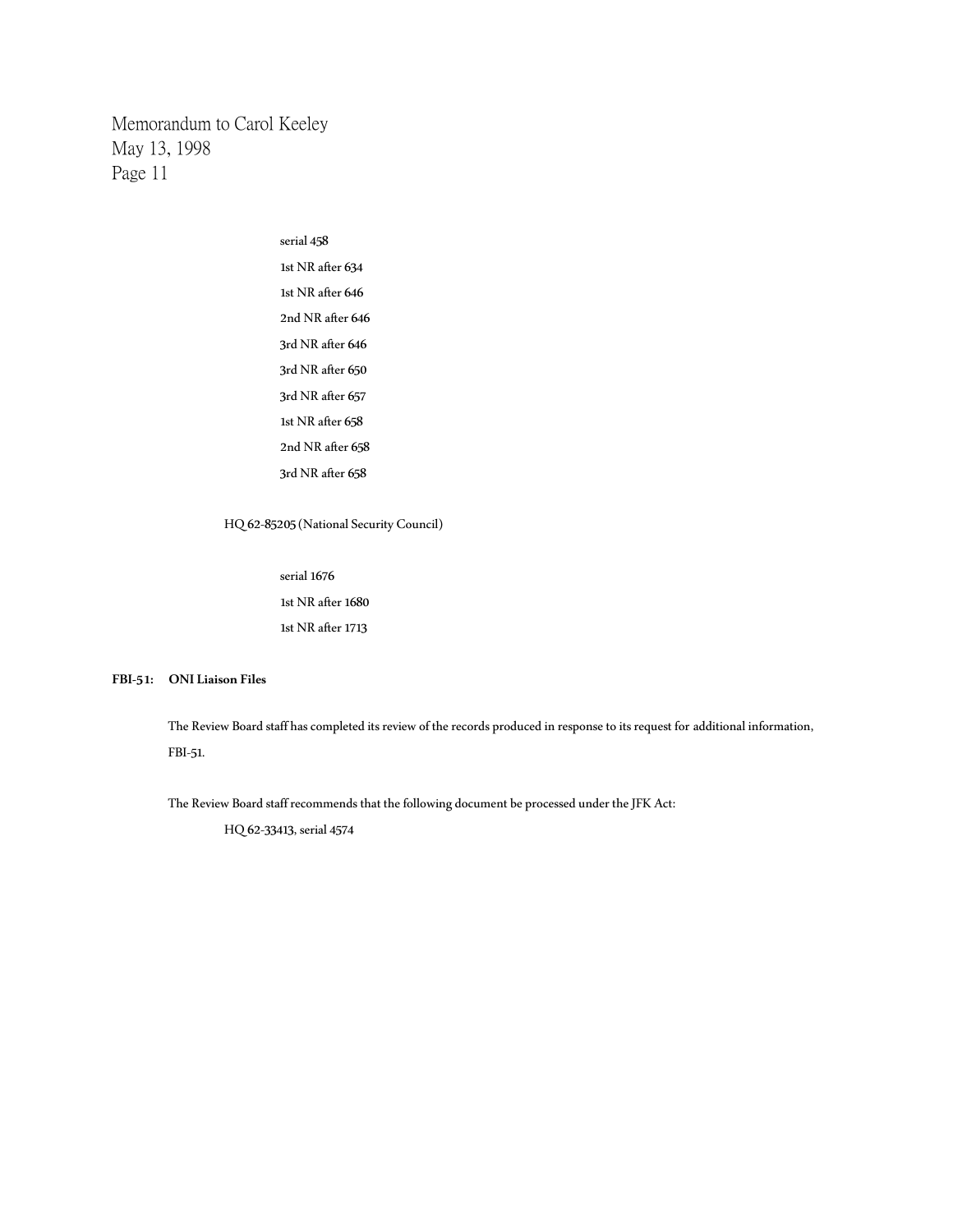serial 458

1st NR after 634

1st NR after 646

2nd NR after 646

3rd NR after 646

3rd NR after 650

3rd NR after 657

1st NR after 658

2nd NR after 658

3rd NR after 658

HQ 62-85205 (National Security Council)

serial 1676

1st NR after 1680

1st NR after 1713

**FBI-51: ONI Liaison Files**

The Review Board staff has completed its review of the records produced in response to its request for additional information, FBI-51.

The Review Board staff recommends that the following document be processed under the JFK Act:

HQ 62-33413, serial 4574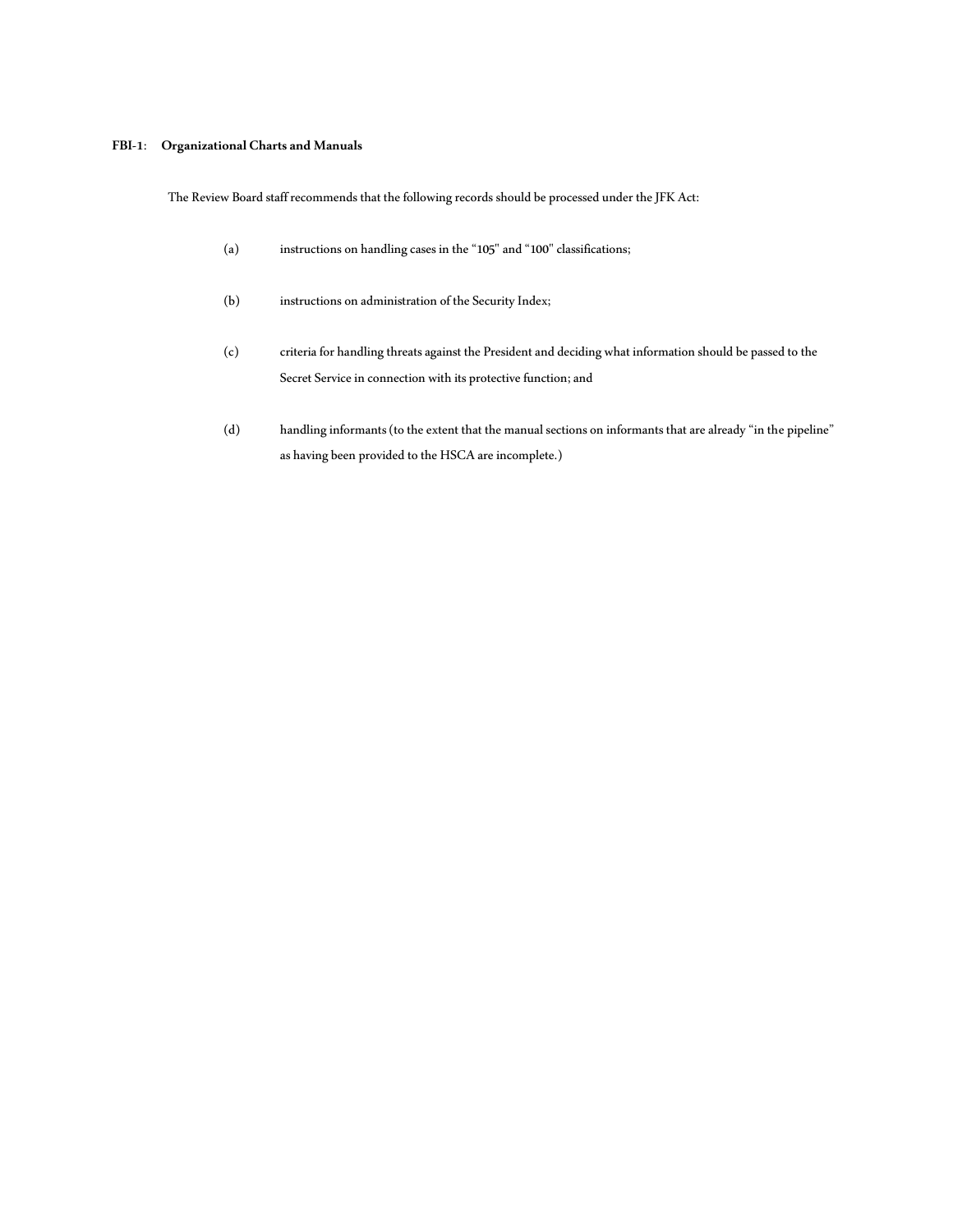**FBI-1: Organizational Charts and Manuals**

The Review Board staff recommends that the following records should be processed under the JFK Act:

(a) instructions on handling cases in the "105" and "100" classifications;

(b) instructions on administration of the Security Index;

(c) criteria for handling threats against the President and deciding what information should be passed to the Secret Service in connection with its protective function; and

(d) handling informants (to the extent that the manual sections on informants that are already "in the pipeline" as having been provided to the HSCA are incomplete.)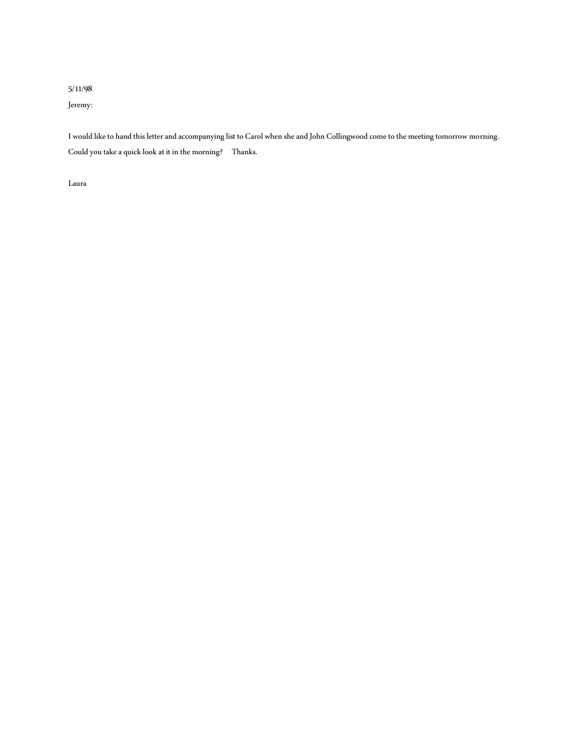5/11/98

Jeremy:

I would like to hand this letter and accompanying list to Carol when she and John Collingwood come to the meeting tomorrow morning. Could you take a quick look at it in the morning? Thanks.

Laura